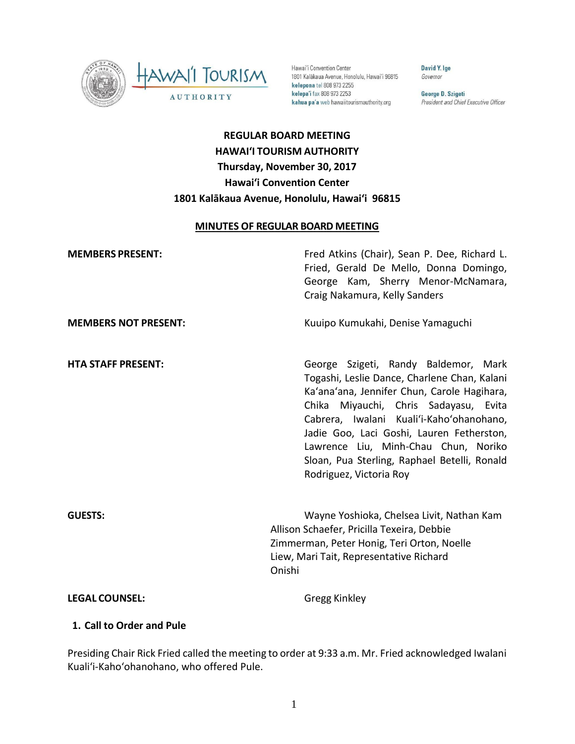Hawai'i Convention Center
1801 Kalākaua Avenue, Honolulu, Hawai'i 96815
**kelepona** tel 808 973 2255
**kelepa'i** fax 808 973 2253
**kahua pa'a** web hawaiitourismauthority.org

**David Y. Ige**
*Governor*

**George D. Szigeti**
*President and Chief Executive Officer*

# REGULAR BOARD MEETING
# HAWAI'I TOURISM AUTHORITY
## Thursday, November 30, 2017
## Hawai'i Convention Center
## 1801 Kalākaua Avenue, Honolulu, Hawai'i 96815

**MINUTES OF REGULAR BOARD MEETING**

**MEMBERS PRESENT:** Fred Atkins (Chair), Sean P. Dee, Richard L. Fried, Gerald De Mello, Donna Domingo, George Kam, Sherry Menor-McNamara, Craig Nakamura, Kelly Sanders

**MEMBERS NOT PRESENT:** Kuuipo Kumukahi, Denise Yamaguchi

**HTA STAFF PRESENT:** George Szigeti, Randy Baldemor, Mark Togashi, Leslie Dance, Charlene Chan, Kalani Ka'ana'ana, Jennifer Chun, Carole Hagihara, Chika Miyauchi, Chris Sadayasu, Evita Cabrera, Iwalani Kuali'i-Kaho'ohanohano, Jadie Goo, Laci Goshi, Lauren Fetherston, Lawrence Liu, Minh-Chau Chun, Noriko Sloan, Pua Sterling, Raphael Betelli, Ronald Rodriguez, Victoria Roy

**GUESTS:** Wayne Yoshioka, Chelsea Livit, Nathan Kam Allison Schaefer, Pricilla Texeira, Debbie Zimmerman, Peter Honig, Teri Orton, Noelle Liew, Mari Tait, Representative Richard Onishi

**LEGAL COUNSEL:** Gregg Kinkley

### 1. Call to Order and Pule

Presiding Chair Rick Fried called the meeting to order at 9:33 a.m. Mr. Fried acknowledged Iwalani Kuali'i-Kaho'ohanohano, who offered Pule.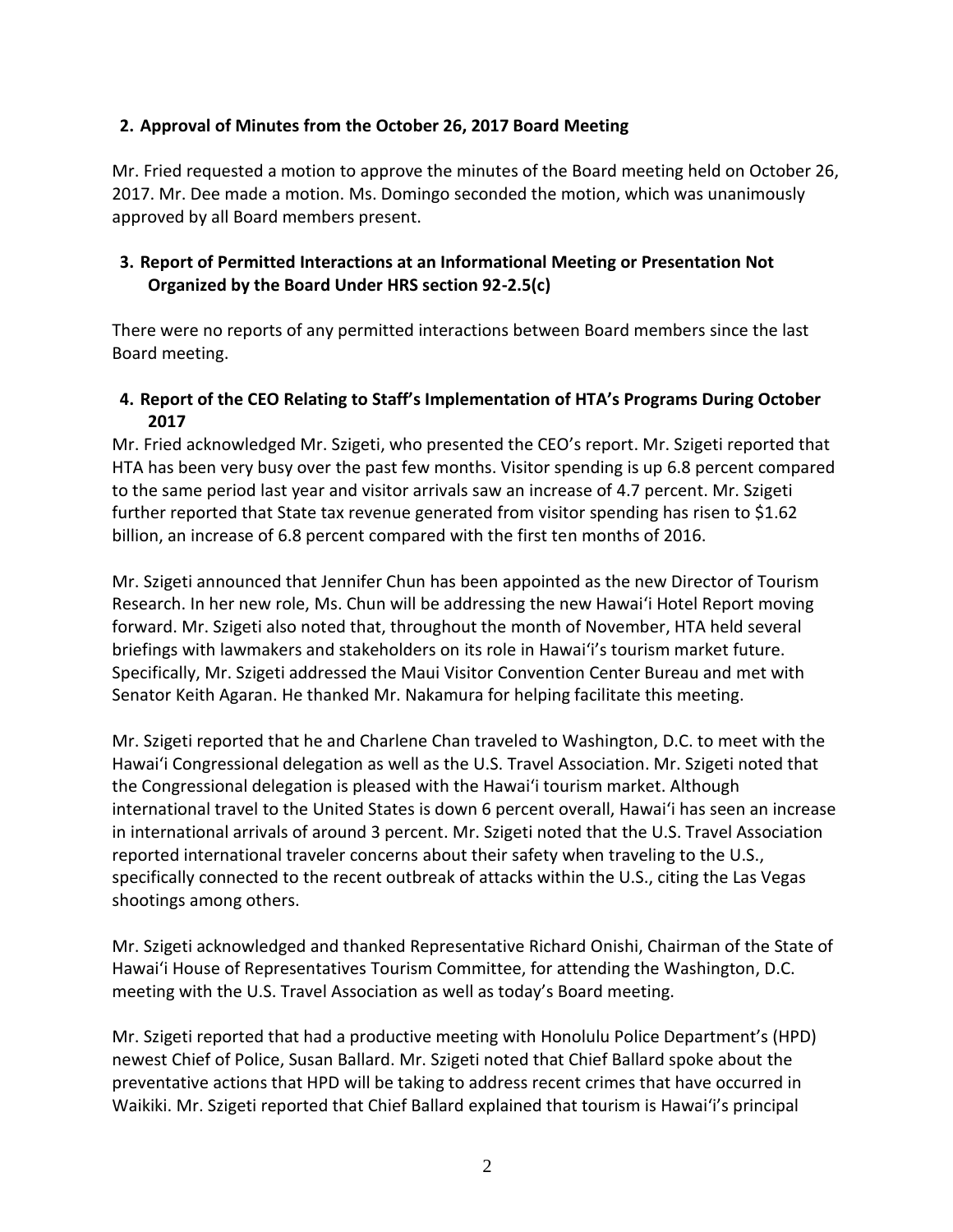## 2. Approval of Minutes from the October 26, 2017 Board Meeting

Mr. Fried requested a motion to approve the minutes of the Board meeting held on October 26, 2017. Mr. Dee made a motion. Ms. Domingo seconded the motion, which was unanimously approved by all Board members present.

## 3. Report of Permitted Interactions at an Informational Meeting or Presentation Not Organized by the Board Under HRS section 92-2.5(c)

There were no reports of any permitted interactions between Board members since the last Board meeting.

## 4. Report of the CEO Relating to Staff's Implementation of HTA's Programs During October 2017

Mr. Fried acknowledged Mr. Szigeti, who presented the CEO's report. Mr. Szigeti reported that HTA has been very busy over the past few months. Visitor spending is up 6.8 percent compared to the same period last year and visitor arrivals saw an increase of 4.7 percent. Mr. Szigeti further reported that State tax revenue generated from visitor spending has risen to $1.62 billion, an increase of 6.8 percent compared with the first ten months of 2016.

Mr. Szigeti announced that Jennifer Chun has been appointed as the new Director of Tourism Research. In her new role, Ms. Chun will be addressing the new Hawaiʻi Hotel Report moving forward. Mr. Szigeti also noted that, throughout the month of November, HTA held several briefings with lawmakers and stakeholders on its role in Hawaiʻi's tourism market future. Specifically, Mr. Szigeti addressed the Maui Visitor Convention Center Bureau and met with Senator Keith Agaran. He thanked Mr. Nakamura for helping facilitate this meeting.

Mr. Szigeti reported that he and Charlene Chan traveled to Washington, D.C. to meet with the Hawaiʻi Congressional delegation as well as the U.S. Travel Association. Mr. Szigeti noted that the Congressional delegation is pleased with the Hawaiʻi tourism market. Although international travel to the United States is down 6 percent overall, Hawaiʻi has seen an increase in international arrivals of around 3 percent. Mr. Szigeti noted that the U.S. Travel Association reported international traveler concerns about their safety when traveling to the U.S., specifically connected to the recent outbreak of attacks within the U.S., citing the Las Vegas shootings among others.

Mr. Szigeti acknowledged and thanked Representative Richard Onishi, Chairman of the State of Hawaiʻi House of Representatives Tourism Committee, for attending the Washington, D.C. meeting with the U.S. Travel Association as well as today's Board meeting.

Mr. Szigeti reported that had a productive meeting with Honolulu Police Department's (HPD) newest Chief of Police, Susan Ballard. Mr. Szigeti noted that Chief Ballard spoke about the preventative actions that HPD will be taking to address recent crimes that have occurred in Waikiki. Mr. Szigeti reported that Chief Ballard explained that tourism is Hawaiʻi's principal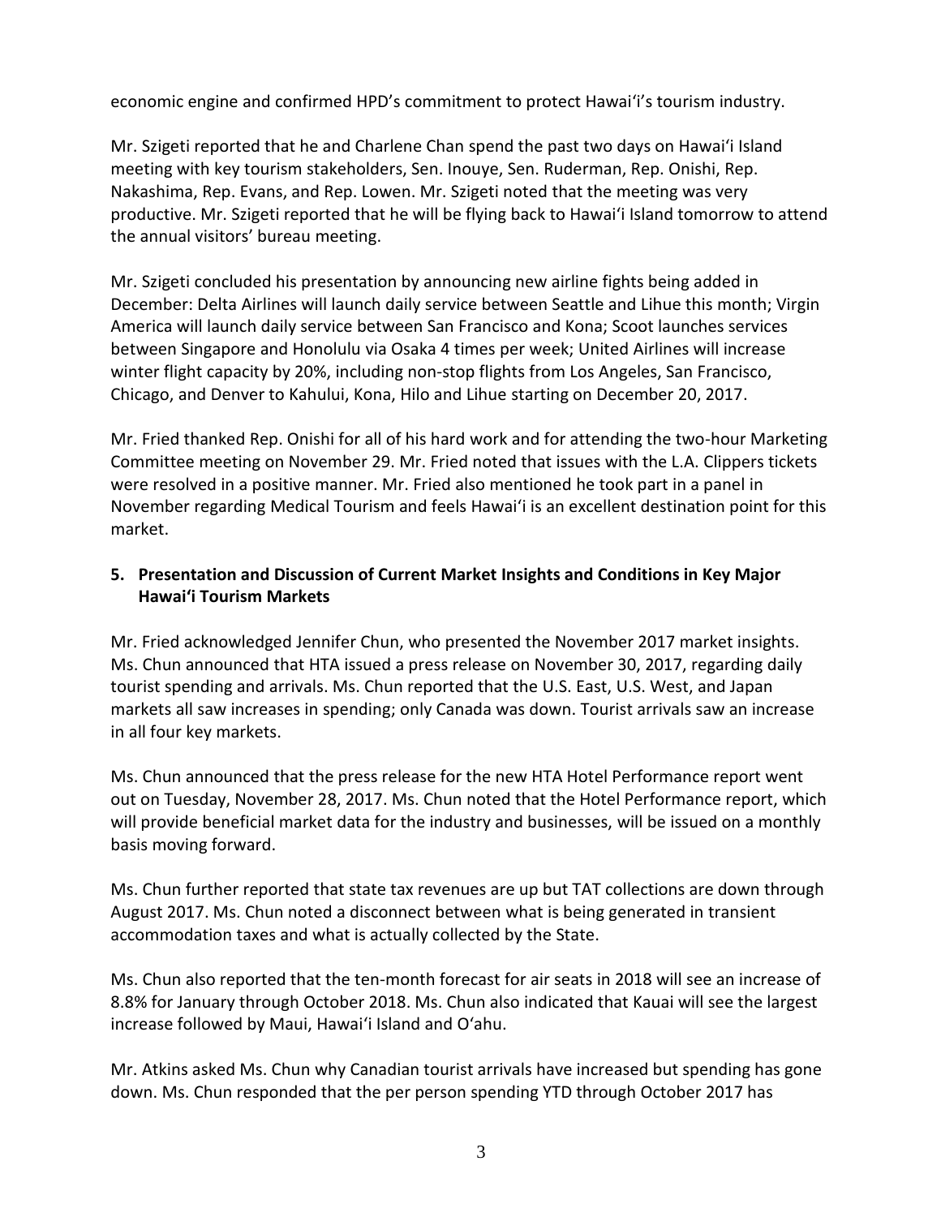economic engine and confirmed HPD's commitment to protect Hawai'i's tourism industry.

Mr. Szigeti reported that he and Charlene Chan spend the past two days on Hawai'i Island meeting with key tourism stakeholders, Sen. Inouye, Sen. Ruderman, Rep. Onishi, Rep. Nakashima, Rep. Evans, and Rep. Lowen. Mr. Szigeti noted that the meeting was very productive. Mr. Szigeti reported that he will be flying back to Hawai'i Island tomorrow to attend the annual visitors' bureau meeting.

Mr. Szigeti concluded his presentation by announcing new airline fights being added in December: Delta Airlines will launch daily service between Seattle and Lihue this month; Virgin America will launch daily service between San Francisco and Kona; Scoot launches services between Singapore and Honolulu via Osaka 4 times per week; United Airlines will increase winter flight capacity by 20%, including non-stop flights from Los Angeles, San Francisco, Chicago, and Denver to Kahului, Kona, Hilo and Lihue starting on December 20, 2017.

Mr. Fried thanked Rep. Onishi for all of his hard work and for attending the two-hour Marketing Committee meeting on November 29. Mr. Fried noted that issues with the L.A. Clippers tickets were resolved in a positive manner. Mr. Fried also mentioned he took part in a panel in November regarding Medical Tourism and feels Hawai'i is an excellent destination point for this market.

**5. Presentation and Discussion of Current Market Insights and Conditions in Key Major Hawai'i Tourism Markets**

Mr. Fried acknowledged Jennifer Chun, who presented the November 2017 market insights. Ms. Chun announced that HTA issued a press release on November 30, 2017, regarding daily tourist spending and arrivals. Ms. Chun reported that the U.S. East, U.S. West, and Japan markets all saw increases in spending; only Canada was down. Tourist arrivals saw an increase in all four key markets.

Ms. Chun announced that the press release for the new HTA Hotel Performance report went out on Tuesday, November 28, 2017. Ms. Chun noted that the Hotel Performance report, which will provide beneficial market data for the industry and businesses, will be issued on a monthly basis moving forward.

Ms. Chun further reported that state tax revenues are up but TAT collections are down through August 2017. Ms. Chun noted a disconnect between what is being generated in transient accommodation taxes and what is actually collected by the State.

Ms. Chun also reported that the ten-month forecast for air seats in 2018 will see an increase of 8.8% for January through October 2018. Ms. Chun also indicated that Kauai will see the largest increase followed by Maui, Hawai'i Island and O'ahu.

Mr. Atkins asked Ms. Chun why Canadian tourist arrivals have increased but spending has gone down. Ms. Chun responded that the per person spending YTD through October 2017 has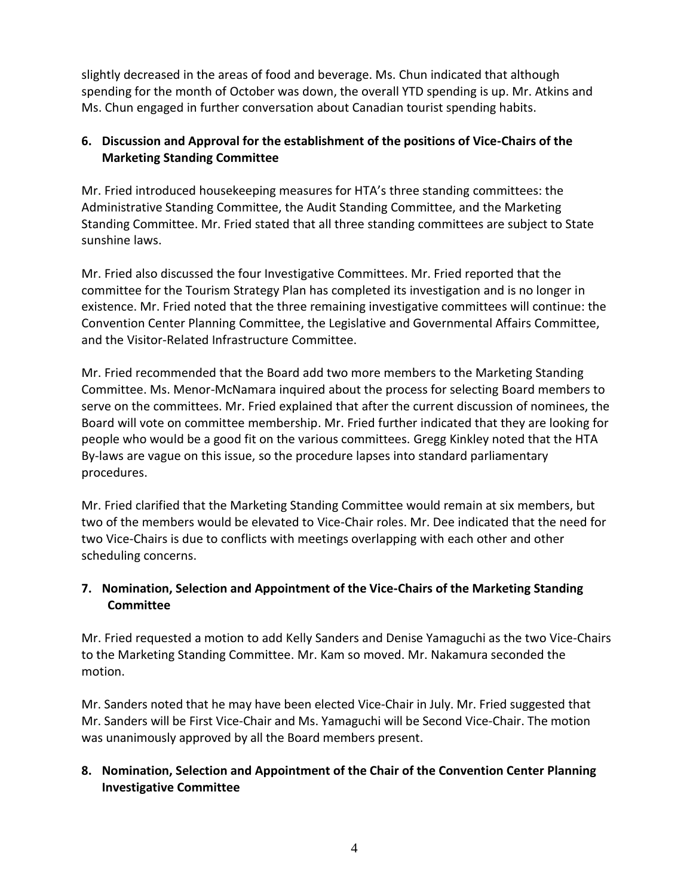slightly decreased in the areas of food and beverage. Ms. Chun indicated that although spending for the month of October was down, the overall YTD spending is up. Mr. Atkins and Ms. Chun engaged in further conversation about Canadian tourist spending habits.

**6. Discussion and Approval for the establishment of the positions of Vice-Chairs of the Marketing Standing Committee**

Mr. Fried introduced housekeeping measures for HTA's three standing committees: the Administrative Standing Committee, the Audit Standing Committee, and the Marketing Standing Committee. Mr. Fried stated that all three standing committees are subject to State sunshine laws.

Mr. Fried also discussed the four Investigative Committees. Mr. Fried reported that the committee for the Tourism Strategy Plan has completed its investigation and is no longer in existence. Mr. Fried noted that the three remaining investigative committees will continue: the Convention Center Planning Committee, the Legislative and Governmental Affairs Committee, and the Visitor-Related Infrastructure Committee.

Mr. Fried recommended that the Board add two more members to the Marketing Standing Committee. Ms. Menor-McNamara inquired about the process for selecting Board members to serve on the committees. Mr. Fried explained that after the current discussion of nominees, the Board will vote on committee membership. Mr. Fried further indicated that they are looking for people who would be a good fit on the various committees. Gregg Kinkley noted that the HTA By-laws are vague on this issue, so the procedure lapses into standard parliamentary procedures.

Mr. Fried clarified that the Marketing Standing Committee would remain at six members, but two of the members would be elevated to Vice-Chair roles. Mr. Dee indicated that the need for two Vice-Chairs is due to conflicts with meetings overlapping with each other and other scheduling concerns.

**7. Nomination, Selection and Appointment of the Vice-Chairs of the Marketing Standing Committee**

Mr. Fried requested a motion to add Kelly Sanders and Denise Yamaguchi as the two Vice-Chairs to the Marketing Standing Committee. Mr. Kam so moved. Mr. Nakamura seconded the motion.

Mr. Sanders noted that he may have been elected Vice-Chair in July. Mr. Fried suggested that Mr. Sanders will be First Vice-Chair and Ms. Yamaguchi will be Second Vice-Chair. The motion was unanimously approved by all the Board members present.

**8. Nomination, Selection and Appointment of the Chair of the Convention Center Planning Investigative Committee**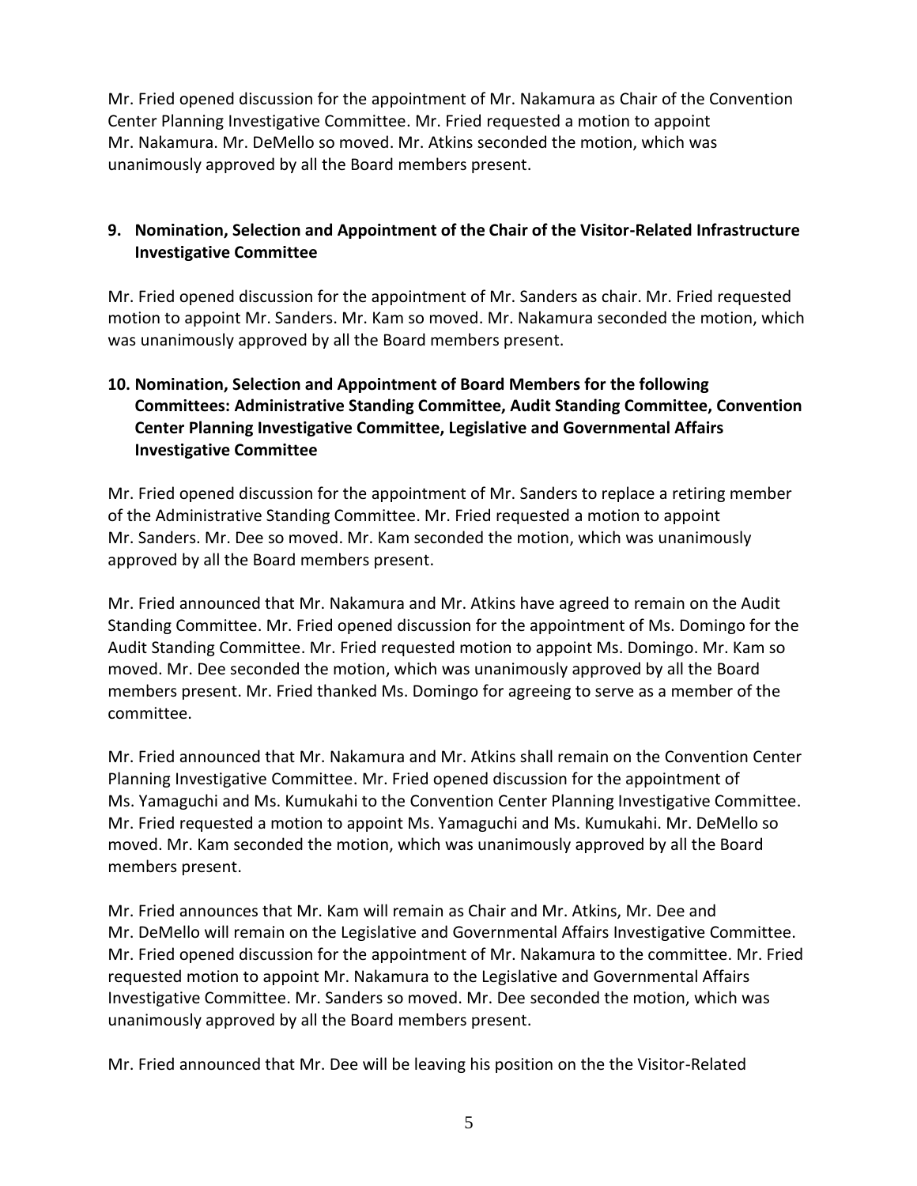Mr. Fried opened discussion for the appointment of Mr. Nakamura as Chair of the Convention Center Planning Investigative Committee. Mr. Fried requested a motion to appoint Mr. Nakamura. Mr. DeMello so moved. Mr. Atkins seconded the motion, which was unanimously approved by all the Board members present.

**9. Nomination, Selection and Appointment of the Chair of the Visitor-Related Infrastructure Investigative Committee**

Mr. Fried opened discussion for the appointment of Mr. Sanders as chair. Mr. Fried requested motion to appoint Mr. Sanders. Mr. Kam so moved. Mr. Nakamura seconded the motion, which was unanimously approved by all the Board members present.

**10. Nomination, Selection and Appointment of Board Members for the following Committees: Administrative Standing Committee, Audit Standing Committee, Convention Center Planning Investigative Committee, Legislative and Governmental Affairs Investigative Committee**

Mr. Fried opened discussion for the appointment of Mr. Sanders to replace a retiring member of the Administrative Standing Committee. Mr. Fried requested a motion to appoint Mr. Sanders. Mr. Dee so moved. Mr. Kam seconded the motion, which was unanimously approved by all the Board members present.

Mr. Fried announced that Mr. Nakamura and Mr. Atkins have agreed to remain on the Audit Standing Committee. Mr. Fried opened discussion for the appointment of Ms. Domingo for the Audit Standing Committee. Mr. Fried requested motion to appoint Ms. Domingo. Mr. Kam so moved. Mr. Dee seconded the motion, which was unanimously approved by all the Board members present. Mr. Fried thanked Ms. Domingo for agreeing to serve as a member of the committee.

Mr. Fried announced that Mr. Nakamura and Mr. Atkins shall remain on the Convention Center Planning Investigative Committee. Mr. Fried opened discussion for the appointment of Ms. Yamaguchi and Ms. Kumukahi to the Convention Center Planning Investigative Committee. Mr. Fried requested a motion to appoint Ms. Yamaguchi and Ms. Kumukahi. Mr. DeMello so moved. Mr. Kam seconded the motion, which was unanimously approved by all the Board members present.

Mr. Fried announces that Mr. Kam will remain as Chair and Mr. Atkins, Mr. Dee and Mr. DeMello will remain on the Legislative and Governmental Affairs Investigative Committee. Mr. Fried opened discussion for the appointment of Mr. Nakamura to the committee. Mr. Fried requested motion to appoint Mr. Nakamura to the Legislative and Governmental Affairs Investigative Committee. Mr. Sanders so moved. Mr. Dee seconded the motion, which was unanimously approved by all the Board members present.

Mr. Fried announced that Mr. Dee will be leaving his position on the the Visitor-Related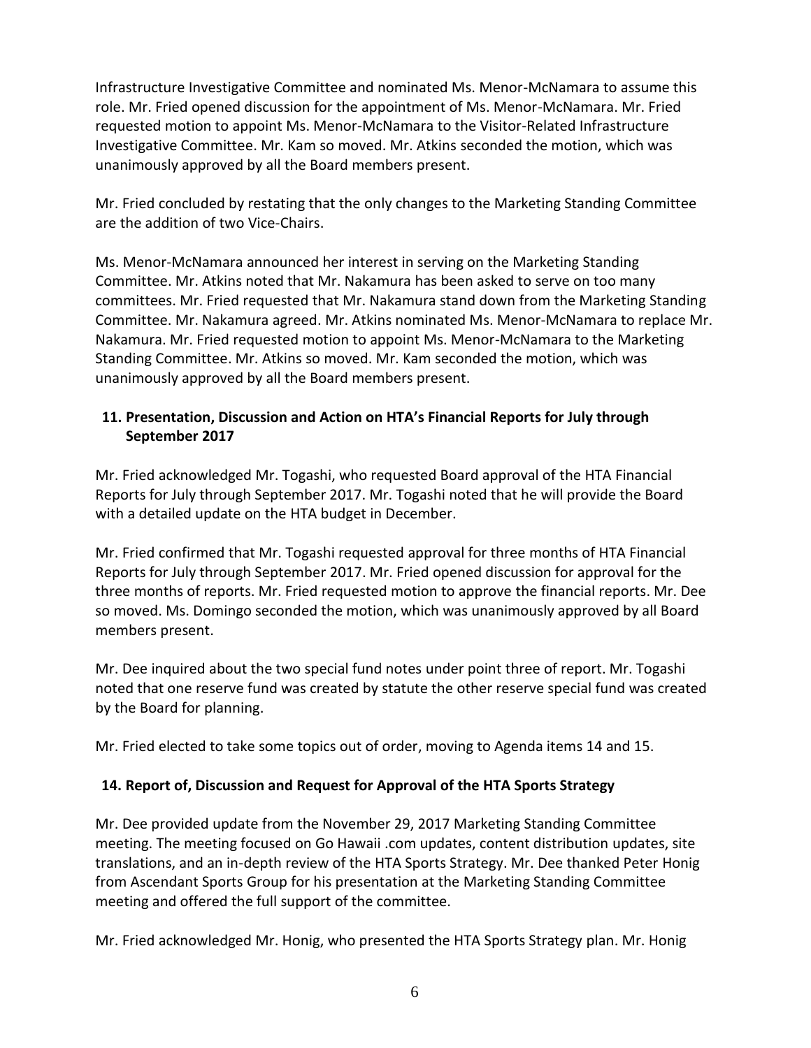Infrastructure Investigative Committee and nominated Ms. Menor-McNamara to assume this role. Mr. Fried opened discussion for the appointment of Ms. Menor-McNamara. Mr. Fried requested motion to appoint Ms. Menor-McNamara to the Visitor-Related Infrastructure Investigative Committee. Mr. Kam so moved. Mr. Atkins seconded the motion, which was unanimously approved by all the Board members present.

Mr. Fried concluded by restating that the only changes to the Marketing Standing Committee are the addition of two Vice-Chairs.

Ms. Menor-McNamara announced her interest in serving on the Marketing Standing Committee. Mr. Atkins noted that Mr. Nakamura has been asked to serve on too many committees. Mr. Fried requested that Mr. Nakamura stand down from the Marketing Standing Committee. Mr. Nakamura agreed. Mr. Atkins nominated Ms. Menor-McNamara to replace Mr. Nakamura. Mr. Fried requested motion to appoint Ms. Menor-McNamara to the Marketing Standing Committee. Mr. Atkins so moved. Mr. Kam seconded the motion, which was unanimously approved by all the Board members present.

**11. Presentation, Discussion and Action on HTA's Financial Reports for July through September 2017**

Mr. Fried acknowledged Mr. Togashi, who requested Board approval of the HTA Financial Reports for July through September 2017. Mr. Togashi noted that he will provide the Board with a detailed update on the HTA budget in December.

Mr. Fried confirmed that Mr. Togashi requested approval for three months of HTA Financial Reports for July through September 2017. Mr. Fried opened discussion for approval for the three months of reports. Mr. Fried requested motion to approve the financial reports. Mr. Dee so moved. Ms. Domingo seconded the motion, which was unanimously approved by all Board members present.

Mr. Dee inquired about the two special fund notes under point three of report. Mr. Togashi noted that one reserve fund was created by statute the other reserve special fund was created by the Board for planning.

Mr. Fried elected to take some topics out of order, moving to Agenda items 14 and 15.

**14. Report of, Discussion and Request for Approval of the HTA Sports Strategy**

Mr. Dee provided update from the November 29, 2017 Marketing Standing Committee meeting. The meeting focused on Go Hawaii .com updates, content distribution updates, site translations, and an in-depth review of the HTA Sports Strategy. Mr. Dee thanked Peter Honig from Ascendant Sports Group for his presentation at the Marketing Standing Committee meeting and offered the full support of the committee.

Mr. Fried acknowledged Mr. Honig, who presented the HTA Sports Strategy plan. Mr. Honig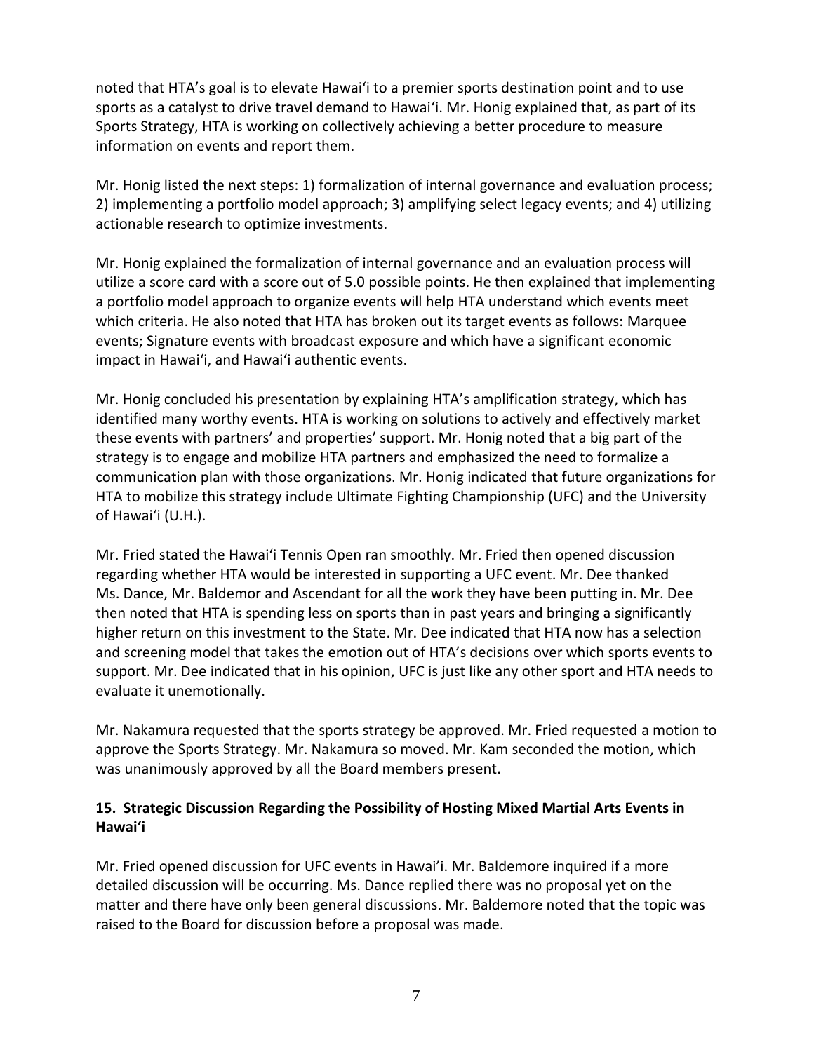noted that HTA's goal is to elevate Hawai'i to a premier sports destination point and to use sports as a catalyst to drive travel demand to Hawai'i. Mr. Honig explained that, as part of its Sports Strategy, HTA is working on collectively achieving a better procedure to measure information on events and report them.

Mr. Honig listed the next steps: 1) formalization of internal governance and evaluation process; 2) implementing a portfolio model approach; 3) amplifying select legacy events; and 4) utilizing actionable research to optimize investments.

Mr. Honig explained the formalization of internal governance and an evaluation process will utilize a score card with a score out of 5.0 possible points. He then explained that implementing a portfolio model approach to organize events will help HTA understand which events meet which criteria. He also noted that HTA has broken out its target events as follows: Marquee events; Signature events with broadcast exposure and which have a significant economic impact in Hawai'i, and Hawai'i authentic events.

Mr. Honig concluded his presentation by explaining HTA's amplification strategy, which has identified many worthy events. HTA is working on solutions to actively and effectively market these events with partners' and properties' support. Mr. Honig noted that a big part of the strategy is to engage and mobilize HTA partners and emphasized the need to formalize a communication plan with those organizations. Mr. Honig indicated that future organizations for HTA to mobilize this strategy include Ultimate Fighting Championship (UFC) and the University of Hawai'i (U.H.).

Mr. Fried stated the Hawai'i Tennis Open ran smoothly. Mr. Fried then opened discussion regarding whether HTA would be interested in supporting a UFC event. Mr. Dee thanked Ms. Dance, Mr. Baldemor and Ascendant for all the work they have been putting in. Mr. Dee then noted that HTA is spending less on sports than in past years and bringing a significantly higher return on this investment to the State. Mr. Dee indicated that HTA now has a selection and screening model that takes the emotion out of HTA's decisions over which sports events to support. Mr. Dee indicated that in his opinion, UFC is just like any other sport and HTA needs to evaluate it unemotionally.

Mr. Nakamura requested that the sports strategy be approved. Mr. Fried requested a motion to approve the Sports Strategy. Mr. Nakamura so moved. Mr. Kam seconded the motion, which was unanimously approved by all the Board members present.

### 15. Strategic Discussion Regarding the Possibility of Hosting Mixed Martial Arts Events in Hawai'i

Mr. Fried opened discussion for UFC events in Hawai'i. Mr. Baldemore inquired if a more detailed discussion will be occurring. Ms. Dance replied there was no proposal yet on the matter and there have only been general discussions. Mr. Baldemore noted that the topic was raised to the Board for discussion before a proposal was made.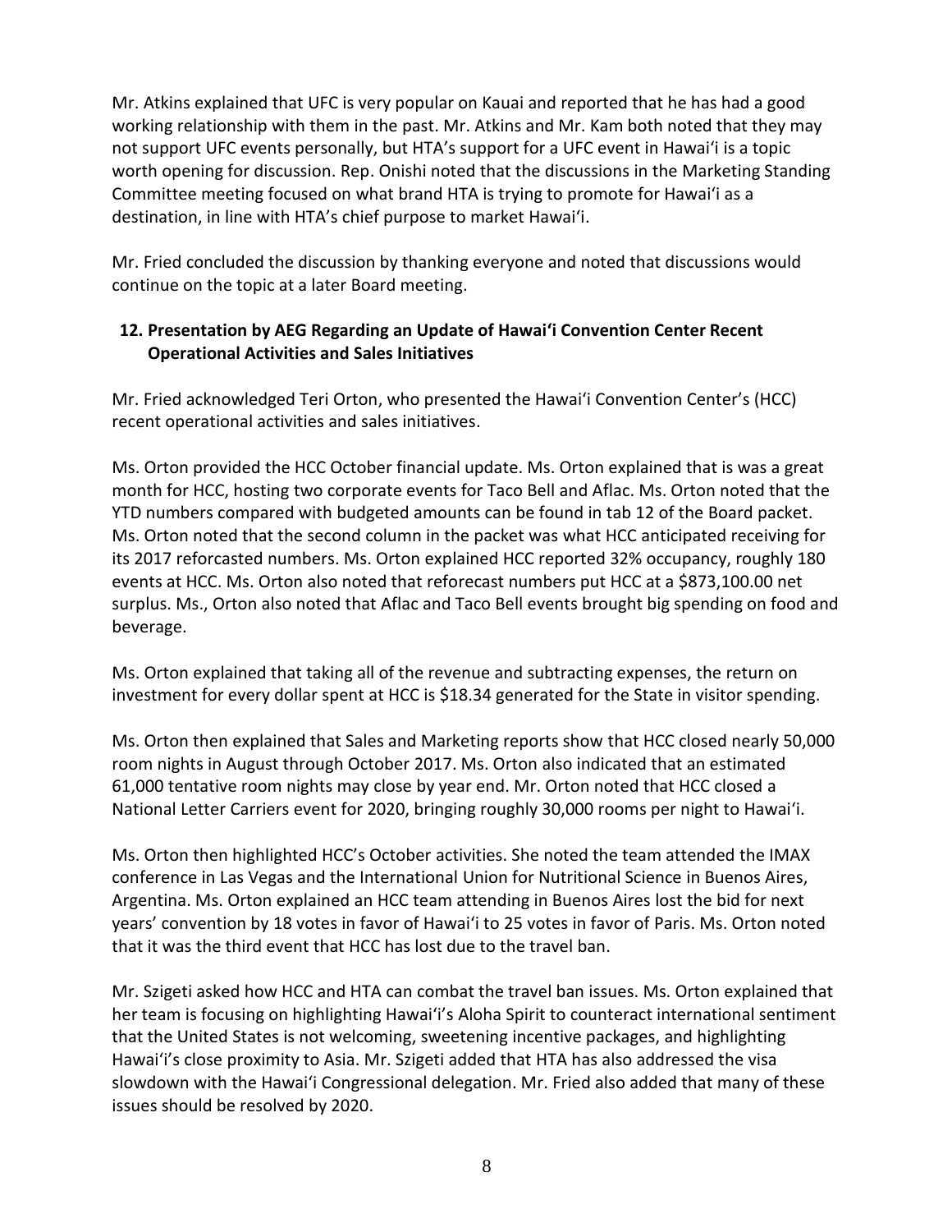Mr. Atkins explained that UFC is very popular on Kauai and reported that he has had a good working relationship with them in the past. Mr. Atkins and Mr. Kam both noted that they may not support UFC events personally, but HTA's support for a UFC event in Hawaiʻi is a topic worth opening for discussion. Rep. Onishi noted that the discussions in the Marketing Standing Committee meeting focused on what brand HTA is trying to promote for Hawaiʻi as a destination, in line with HTA's chief purpose to market Hawaiʻi.

Mr. Fried concluded the discussion by thanking everyone and noted that discussions would continue on the topic at a later Board meeting.

## 12. Presentation by AEG Regarding an Update of Hawaiʻi Convention Center Recent Operational Activities and Sales Initiatives

Mr. Fried acknowledged Teri Orton, who presented the Hawaiʻi Convention Center's (HCC) recent operational activities and sales initiatives.

Ms. Orton provided the HCC October financial update. Ms. Orton explained that is was a great month for HCC, hosting two corporate events for Taco Bell and Aflac. Ms. Orton noted that the YTD numbers compared with budgeted amounts can be found in tab 12 of the Board packet. Ms. Orton noted that the second column in the packet was what HCC anticipated receiving for its 2017 reforcasted numbers. Ms. Orton explained HCC reported 32% occupancy, roughly 180 events at HCC. Ms. Orton also noted that reforecast numbers put HCC at a $873,100.00 net surplus. Ms., Orton also noted that Aflac and Taco Bell events brought big spending on food and beverage.

Ms. Orton explained that taking all of the revenue and subtracting expenses, the return on investment for every dollar spent at HCC is $18.34 generated for the State in visitor spending.

Ms. Orton then explained that Sales and Marketing reports show that HCC closed nearly 50,000 room nights in August through October 2017. Ms. Orton also indicated that an estimated 61,000 tentative room nights may close by year end. Mr. Orton noted that HCC closed a National Letter Carriers event for 2020, bringing roughly 30,000 rooms per night to Hawaiʻi.

Ms. Orton then highlighted HCC's October activities. She noted the team attended the IMAX conference in Las Vegas and the International Union for Nutritional Science in Buenos Aires, Argentina. Ms. Orton explained an HCC team attending in Buenos Aires lost the bid for next years' convention by 18 votes in favor of Hawaiʻi to 25 votes in favor of Paris. Ms. Orton noted that it was the third event that HCC has lost due to the travel ban.

Mr. Szigeti asked how HCC and HTA can combat the travel ban issues. Ms. Orton explained that her team is focusing on highlighting Hawaiʻi's Aloha Spirit to counteract international sentiment that the United States is not welcoming, sweetening incentive packages, and highlighting Hawaiʻi's close proximity to Asia. Mr. Szigeti added that HTA has also addressed the visa slowdown with the Hawaiʻi Congressional delegation. Mr. Fried also added that many of these issues should be resolved by 2020.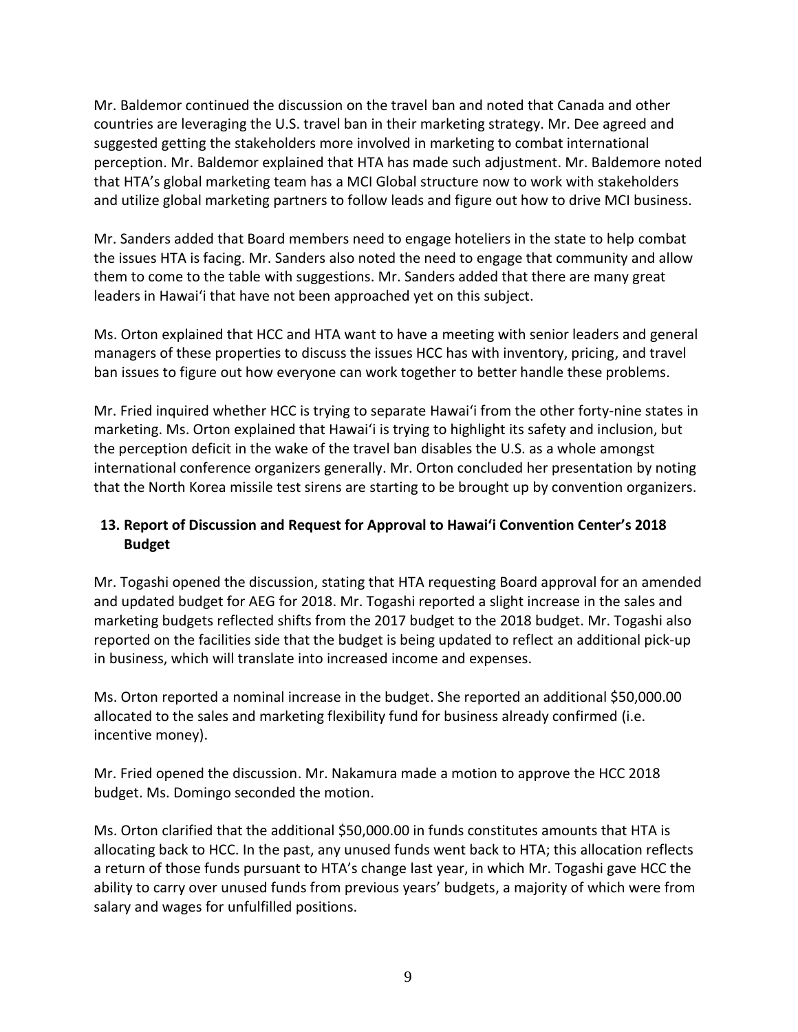Mr. Baldemor continued the discussion on the travel ban and noted that Canada and other countries are leveraging the U.S. travel ban in their marketing strategy. Mr. Dee agreed and suggested getting the stakeholders more involved in marketing to combat international perception. Mr. Baldemor explained that HTA has made such adjustment. Mr. Baldemore noted that HTA's global marketing team has a MCI Global structure now to work with stakeholders and utilize global marketing partners to follow leads and figure out how to drive MCI business.

Mr. Sanders added that Board members need to engage hoteliers in the state to help combat the issues HTA is facing. Mr. Sanders also noted the need to engage that community and allow them to come to the table with suggestions. Mr. Sanders added that there are many great leaders in Hawai'i that have not been approached yet on this subject.

Ms. Orton explained that HCC and HTA want to have a meeting with senior leaders and general managers of these properties to discuss the issues HCC has with inventory, pricing, and travel ban issues to figure out how everyone can work together to better handle these problems.

Mr. Fried inquired whether HCC is trying to separate Hawai'i from the other forty-nine states in marketing. Ms. Orton explained that Hawai'i is trying to highlight its safety and inclusion, but the perception deficit in the wake of the travel ban disables the U.S. as a whole amongst international conference organizers generally. Mr. Orton concluded her presentation by noting that the North Korea missile test sirens are starting to be brought up by convention organizers.

## 13. Report of Discussion and Request for Approval to Hawai'i Convention Center's 2018 Budget

Mr. Togashi opened the discussion, stating that HTA requesting Board approval for an amended and updated budget for AEG for 2018. Mr. Togashi reported a slight increase in the sales and marketing budgets reflected shifts from the 2017 budget to the 2018 budget. Mr. Togashi also reported on the facilities side that the budget is being updated to reflect an additional pick-up in business, which will translate into increased income and expenses.

Ms. Orton reported a nominal increase in the budget. She reported an additional $50,000.00 allocated to the sales and marketing flexibility fund for business already confirmed (i.e. incentive money).

Mr. Fried opened the discussion. Mr. Nakamura made a motion to approve the HCC 2018 budget. Ms. Domingo seconded the motion.

Ms. Orton clarified that the additional $50,000.00 in funds constitutes amounts that HTA is allocating back to HCC. In the past, any unused funds went back to HTA; this allocation reflects a return of those funds pursuant to HTA's change last year, in which Mr. Togashi gave HCC the ability to carry over unused funds from previous years' budgets, a majority of which were from salary and wages for unfulfilled positions.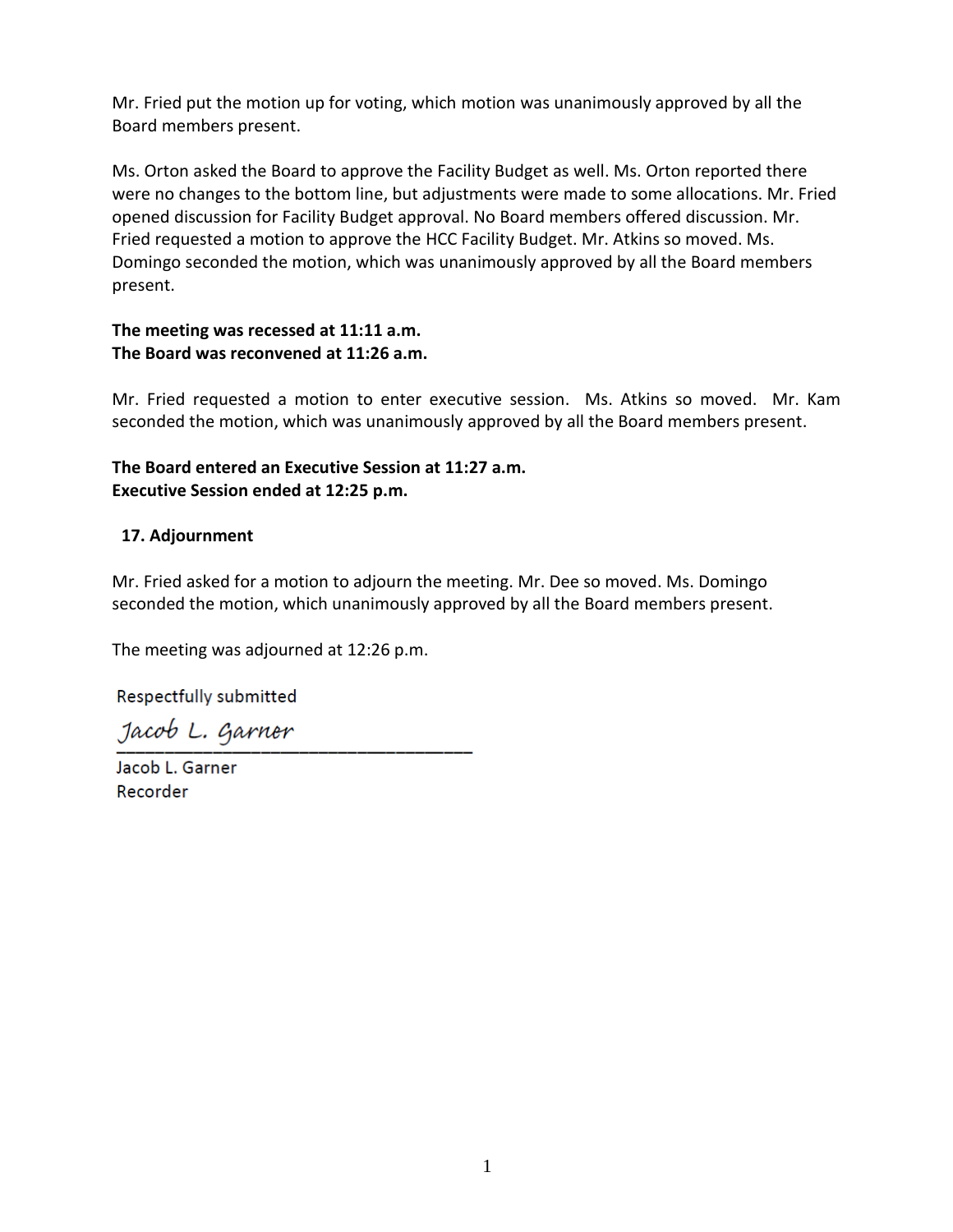Mr. Fried put the motion up for voting, which motion was unanimously approved by all the Board members present.

Ms. Orton asked the Board to approve the Facility Budget as well. Ms. Orton reported there were no changes to the bottom line, but adjustments were made to some allocations. Mr. Fried opened discussion for Facility Budget approval. No Board members offered discussion. Mr. Fried requested a motion to approve the HCC Facility Budget. Mr. Atkins so moved. Ms. Domingo seconded the motion, which was unanimously approved by all the Board members present.

**The meeting was recessed at 11:11 a.m.**
**The Board was reconvened at 11:26 a.m.**

Mr. Fried requested a motion to enter executive session. Ms. Atkins so moved. Mr. Kam seconded the motion, which was unanimously approved by all the Board members present.

**The Board entered an Executive Session at 11:27 a.m.**
**Executive Session ended at 12:25 p.m.**

## 17. Adjournment

Mr. Fried asked for a motion to adjourn the meeting. Mr. Dee so moved. Ms. Domingo seconded the motion, which unanimously approved by all the Board members present.

The meeting was adjourned at 12:26 p.m.

Respectfully submitted

*Jacob L. Garner*

Jacob L. Garner
Recorder